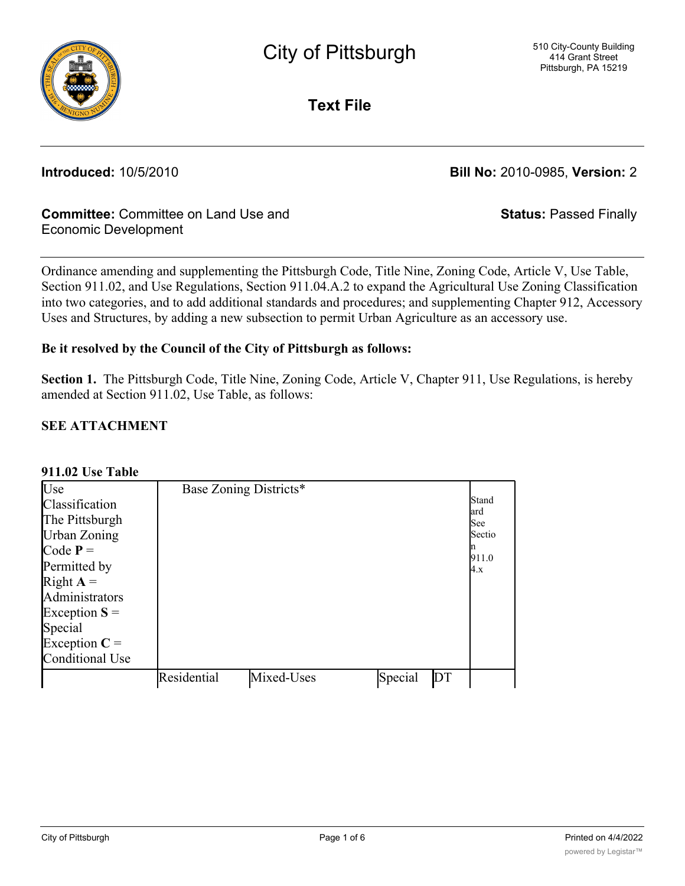# City of Pittsburgh

510 City-County Building
414 Grant Street
Pittsburgh, PA 15219

## Text File

**Introduced:** 10/5/2010

**Bill No:** 2010-0985, **Version:** 2

**Committee:** Committee on Land Use and Economic Development

**Status:** Passed Finally

Ordinance amending and supplementing the Pittsburgh Code, Title Nine, Zoning Code, Article V, Use Table, Section 911.02, and Use Regulations, Section 911.04.A.2 to expand the Agricultural Use Zoning Classification into two categories, and to add additional standards and procedures; and supplementing Chapter 912, Accessory Uses and Structures, by adding a new subsection to permit Urban Agriculture as an accessory use.

**Be it resolved by the Council of the City of Pittsburgh as follows:**

**Section 1.** The Pittsburgh Code, Title Nine, Zoning Code, Article V, Chapter 911, Use Regulations, is hereby amended at Section 911.02, Use Table, as follows:

**SEE ATTACHMENT**

**911.02 Use Table**

| Use Classification The Pittsburgh Urban Zoning Code **P** = Permitted by Right **A** = Administrators Exception **S** = Special Exception **C** = Conditional Use | Base Zoning Districts* | | | | Standard See Section 911.04.x |
|---|---|---|---|---|---|
| | Residential | Mixed-Uses | Special | DT | |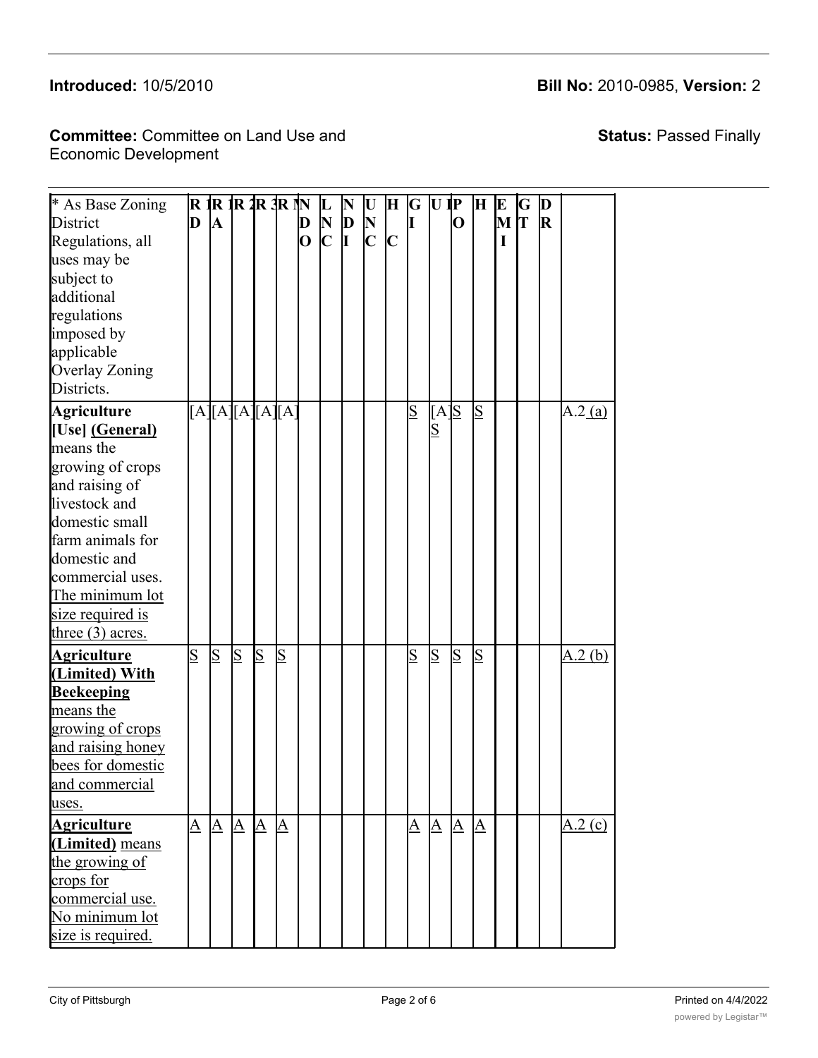**Introduced:** 10/5/2010 **Bill No:** 2010-0985, **Version:** 2

**Committee:** Committee on Land Use and Economic Development **Status:** Passed Finally

| * As Base Zoning District Regulations, all uses may be subject to additional regulations imposed by applicable Overlay Zoning Districts. | **RD** | **R1A** | **R1** | **R2** | **R3** | **RM** | **NDO** | **LNC** | **NDI** | **UNC** | **HC** | **GI** | **UI** | **PO** | **H** | **EMI** | **GT** | **DR** | |
|---|---|---|---|---|---|---|---|---|---|---|---|---|---|---|---|---|---|---|---|
| **Agriculture [Use] (General)** means the growing of crops and raising of livestock and domestic small farm animals for domestic and commercial uses. The minimum lot size required is three (3) acres. | [A] | [A] | [A] | [A] | [A] | | | | | | | S | [A] S | S | S | | | | A.2 (a) |
| **Agriculture (Limited) With Beekeeping** means the growing of crops and raising honey bees for domestic and commercial uses. | S | S | S | S | S | | | | | | | S | S | S | S | | | | A.2 (b) |
| **Agriculture (Limited)** means the growing of crops for commercial use. No minimum lot size is required. | A | A | A | A | A | | | | | | | A | A | A | A | | | | A.2 (c) |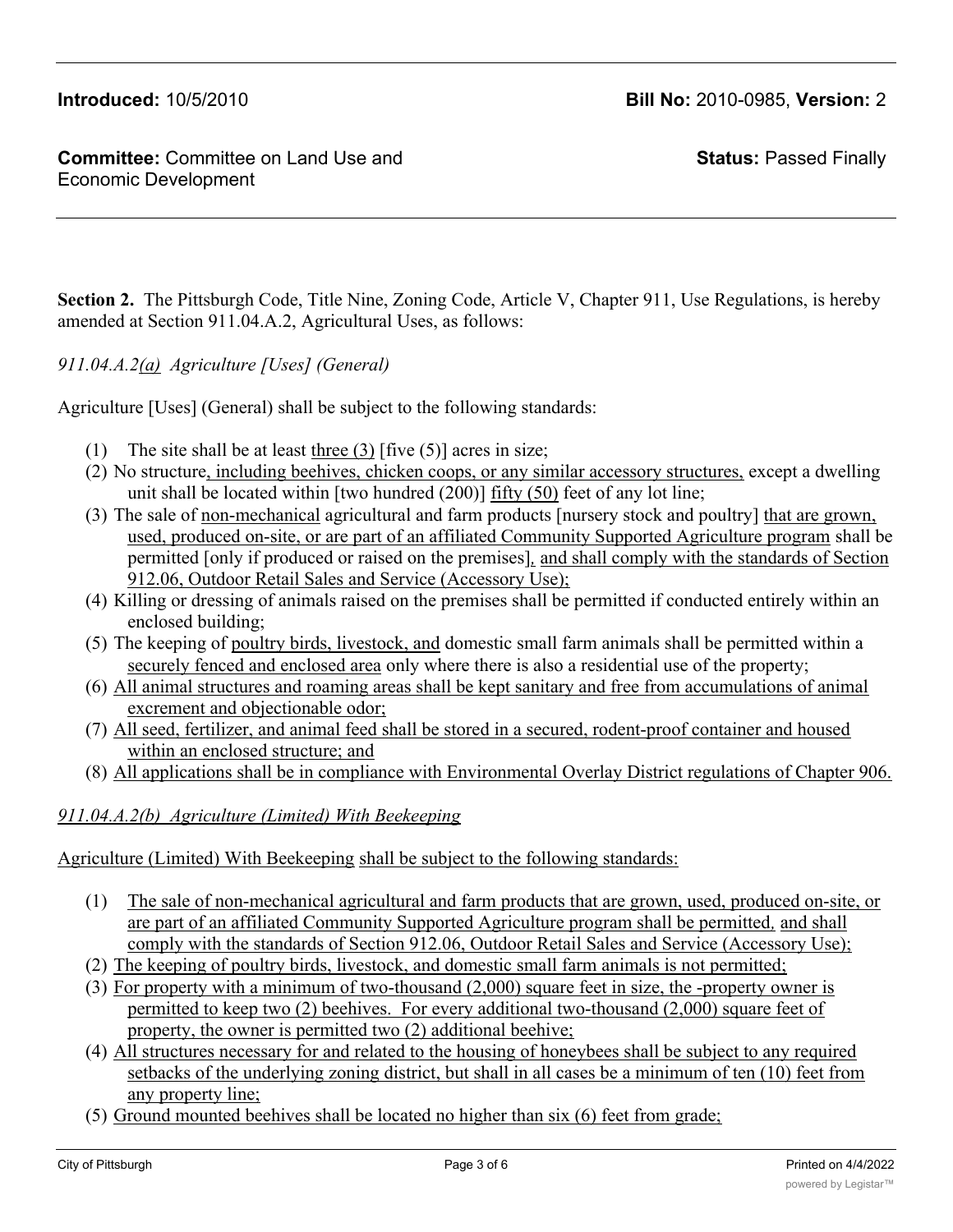**Introduced:** 10/5/2010 **Bill No:** 2010-0985, **Version:** 2

**Committee:** Committee on Land Use and Economic Development **Status:** Passed Finally

**Section 2.** The Pittsburgh Code, Title Nine, Zoning Code, Article V, Chapter 911, Use Regulations, is hereby amended at Section 911.04.A.2, Agricultural Uses, as follows:

*911.04.A.2<u>(a)</u> Agriculture [Uses] (General)*

Agriculture [Uses] (General) shall be subject to the following standards:

1. The site shall be at least <u>three (3)</u> [five (5)] acres in size;
2. No structure<u>, including beehives, chicken coops, or any similar accessory structures,</u> except a dwelling unit shall be located within [two hundred (200)] <u>fifty (50)</u> feet of any lot line;
3. The sale of <u>non-mechanical</u> agricultural and farm products [nursery stock and poultry] <u>that are grown, used, produced on-site, or are part of an affiliated Community Supported Agriculture program</u> shall be permitted [only if produced or raised on the premises]<u>, and shall comply with the standards of Section 912.06, Outdoor Retail Sales and Service (Accessory Use);</u>
4. Killing or dressing of animals raised on the premises shall be permitted if conducted entirely within an enclosed building;
5. The keeping of <u>poultry birds, livestock, and</u> domestic small farm animals shall be permitted within a <u>securely fenced and enclosed area</u> only where there is also a residential use of the property;
6. <u>All animal structures and roaming areas shall be kept sanitary and free from accumulations of animal excrement and objectionable odor;</u>
7. <u>All seed, fertilizer, and animal feed shall be stored in a secured, rodent-proof container and housed within an enclosed structure; and</u>
8. <u>All applications shall be in compliance with Environmental Overlay District regulations of Chapter 906.</u>

*<u>911.04.A.2(b) Agriculture (Limited) With Beekeeping</u>*

<u>Agriculture (Limited) With Beekeeping</u> <u>shall be subject to the following standards:</u>

1. <u>The sale of non-mechanical agricultural and farm products that are grown, used, produced on-site, or are part of an affiliated Community Supported Agriculture program shall be permitted, and shall comply with the standards of Section 912.06, Outdoor Retail Sales and Service (Accessory Use);</u>
2. <u>The keeping of poultry birds, livestock, and domestic small farm animals is not permitted;</u>
3. <u>For property with a minimum of two-thousand (2,000) square feet in size, the -property owner is permitted to keep two (2) beehives. For every additional two-thousand (2,000) square feet of property, the owner is permitted two (2) additional beehive;</u>
4. <u>All structures necessary for and related to the housing of honeybees shall be subject to any required setbacks of the underlying zoning district, but shall in all cases be a minimum of ten (10) feet from any property line;</u>
5. <u>Ground mounted beehives shall be located no higher than six (6) feet from grade;</u>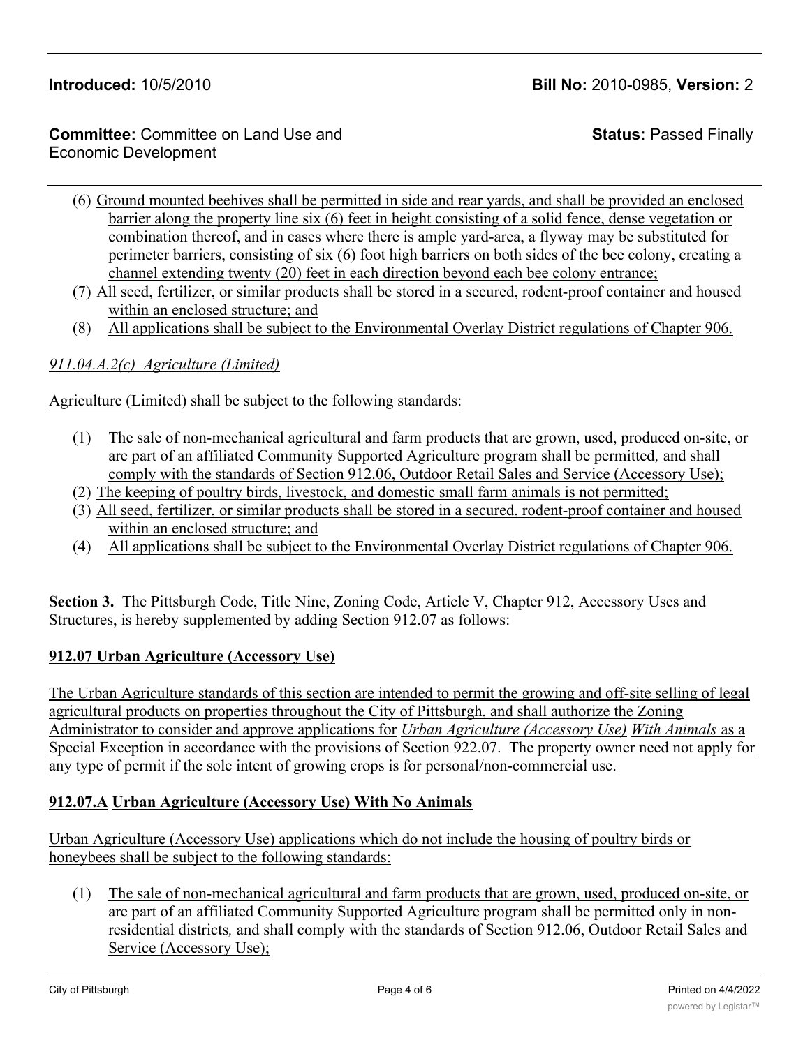(6) Ground mounted beehives shall be permitted in side and rear yards, and shall be provided an enclosed barrier along the property line six (6) feet in height consisting of a solid fence, dense vegetation or combination thereof, and in cases where there is ample yard-area, a flyway may be substituted for perimeter barriers, consisting of six (6) foot high barriers on both sides of the bee colony, creating a channel extending twenty (20) feet in each direction beyond each bee colony entrance;

(7) All seed, fertilizer, or similar products shall be stored in a secured, rodent-proof container and housed within an enclosed structure; and

(8) All applications shall be subject to the Environmental Overlay District regulations of Chapter 906.

*911.04.A.2(c) Agriculture (Limited)*

Agriculture (Limited) shall be subject to the following standards:

(1) The sale of non-mechanical agricultural and farm products that are grown, used, produced on-site, or are part of an affiliated Community Supported Agriculture program shall be permitted, and shall comply with the standards of Section 912.06, Outdoor Retail Sales and Service (Accessory Use);

(2) The keeping of poultry birds, livestock, and domestic small farm animals is not permitted;

(3) All seed, fertilizer, or similar products shall be stored in a secured, rodent-proof container and housed within an enclosed structure; and

(4) All applications shall be subject to the Environmental Overlay District regulations of Chapter 906.

**Section 3.** The Pittsburgh Code, Title Nine, Zoning Code, Article V, Chapter 912, Accessory Uses and Structures, is hereby supplemented by adding Section 912.07 as follows:

**912.07 Urban Agriculture (Accessory Use)**

The Urban Agriculture standards of this section are intended to permit the growing and off-site selling of legal agricultural products on properties throughout the City of Pittsburgh, and shall authorize the Zoning Administrator to consider and approve applications for *Urban Agriculture (Accessory Use) With Animals* as a Special Exception in accordance with the provisions of Section 922.07. The property owner need not apply for any type of permit if the sole intent of growing crops is for personal/non-commercial use.

**912.07.A Urban Agriculture (Accessory Use) With No Animals**

Urban Agriculture (Accessory Use) applications which do not include the housing of poultry birds or honeybees shall be subject to the following standards:

(1) The sale of non-mechanical agricultural and farm products that are grown, used, produced on-site, or are part of an affiliated Community Supported Agriculture program shall be permitted only in non-residential districts, and shall comply with the standards of Section 912.06, Outdoor Retail Sales and Service (Accessory Use);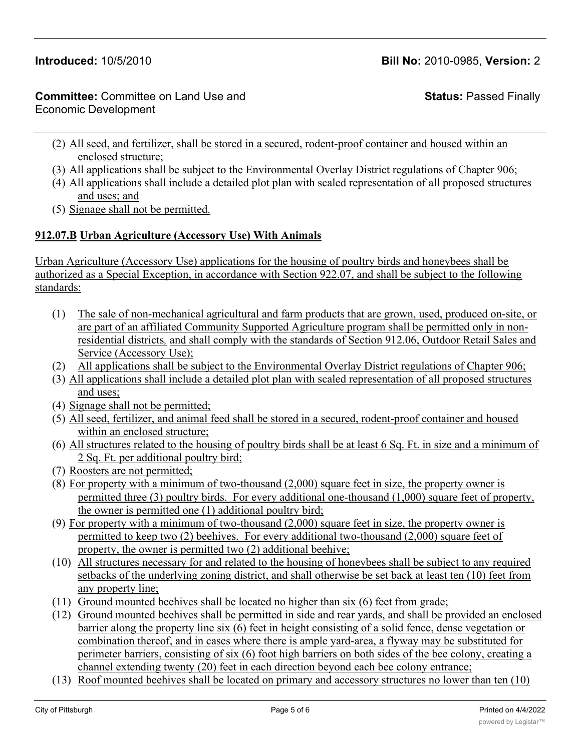(2) All seed, and fertilizer, shall be stored in a secured, rodent-proof container and housed within an enclosed structure;
(3) All applications shall be subject to the Environmental Overlay District regulations of Chapter 906;
(4) All applications shall include a detailed plot plan with scaled representation of all proposed structures and uses; and
(5) Signage shall not be permitted.

**912.07.B Urban Agriculture (Accessory Use) With Animals**

Urban Agriculture (Accessory Use) applications for the housing of poultry birds and honeybees shall be authorized as a Special Exception, in accordance with Section 922.07, and shall be subject to the following standards:

(1) The sale of non-mechanical agricultural and farm products that are grown, used, produced on-site, or are part of an affiliated Community Supported Agriculture program shall be permitted only in non-residential districts, and shall comply with the standards of Section 912.06, Outdoor Retail Sales and Service (Accessory Use);
(2) All applications shall be subject to the Environmental Overlay District regulations of Chapter 906;
(3) All applications shall include a detailed plot plan with scaled representation of all proposed structures and uses;
(4) Signage shall not be permitted;
(5) All seed, fertilizer, and animal feed shall be stored in a secured, rodent-proof container and housed within an enclosed structure;
(6) All structures related to the housing of poultry birds shall be at least 6 Sq. Ft. in size and a minimum of 2 Sq. Ft. per additional poultry bird;
(7) Roosters are not permitted;
(8) For property with a minimum of two-thousand (2,000) square feet in size, the property owner is permitted three (3) poultry birds. For every additional one-thousand (1,000) square feet of property, the owner is permitted one (1) additional poultry bird;
(9) For property with a minimum of two-thousand (2,000) square feet in size, the property owner is permitted to keep two (2) beehives. For every additional two-thousand (2,000) square feet of property, the owner is permitted two (2) additional beehive;
(10) All structures necessary for and related to the housing of honeybees shall be subject to any required setbacks of the underlying zoning district, and shall otherwise be set back at least ten (10) feet from any property line;
(11) Ground mounted beehives shall be located no higher than six (6) feet from grade;
(12) Ground mounted beehives shall be permitted in side and rear yards, and shall be provided an enclosed barrier along the property line six (6) feet in height consisting of a solid fence, dense vegetation or combination thereof, and in cases where there is ample yard-area, a flyway may be substituted for perimeter barriers, consisting of six (6) foot high barriers on both sides of the bee colony, creating a channel extending twenty (20) feet in each direction beyond each bee colony entrance;
(13) Roof mounted beehives shall be located on primary and accessory structures no lower than ten (10)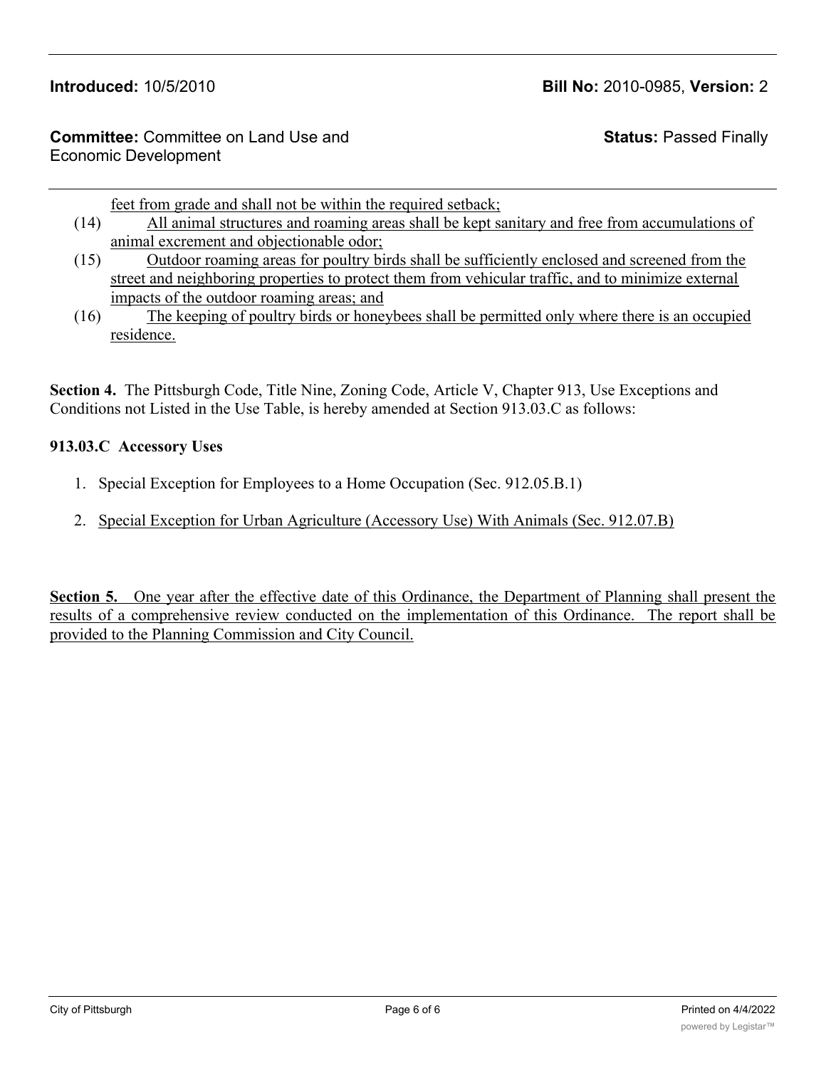feet from grade and shall not be within the required setback;

(14) All animal structures and roaming areas shall be kept sanitary and free from accumulations of animal excrement and objectionable odor;

(15) Outdoor roaming areas for poultry birds shall be sufficiently enclosed and screened from the street and neighboring properties to protect them from vehicular traffic, and to minimize external impacts of the outdoor roaming areas; and

(16) The keeping of poultry birds or honeybees shall be permitted only where there is an occupied residence.

**Section 4.** The Pittsburgh Code, Title Nine, Zoning Code, Article V, Chapter 913, Use Exceptions and Conditions not Listed in the Use Table, is hereby amended at Section 913.03.C as follows:

**913.03.C Accessory Uses**

1. Special Exception for Employees to a Home Occupation (Sec. 912.05.B.1)
2. Special Exception for Urban Agriculture (Accessory Use) With Animals (Sec. 912.07.B)

**Section 5.** One year after the effective date of this Ordinance, the Department of Planning shall present the results of a comprehensive review conducted on the implementation of this Ordinance. The report shall be provided to the Planning Commission and City Council.